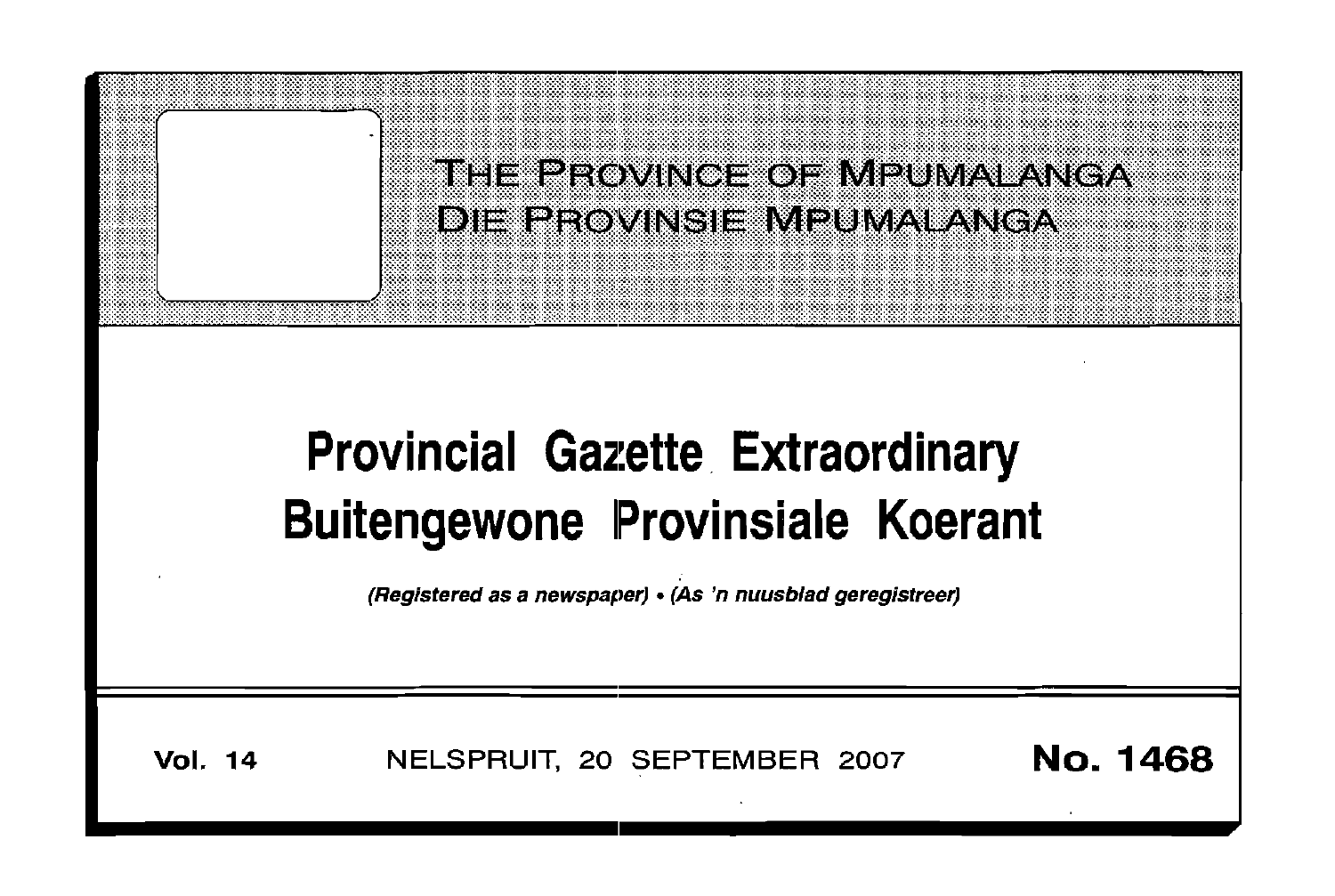THE PROVINCE OF MPUMALANGA

DIE PROVINSIE MPUMALANGA

# Provincial Gazette Extraordinary
# Buitengewone Provinsiale Koerant

*(Registered as a newspaper) • (As 'n nuusblad geregistreer)*

**Vol. 14** NELSPRUIT, 20 SEPTEMBER 2007 **No. 1468**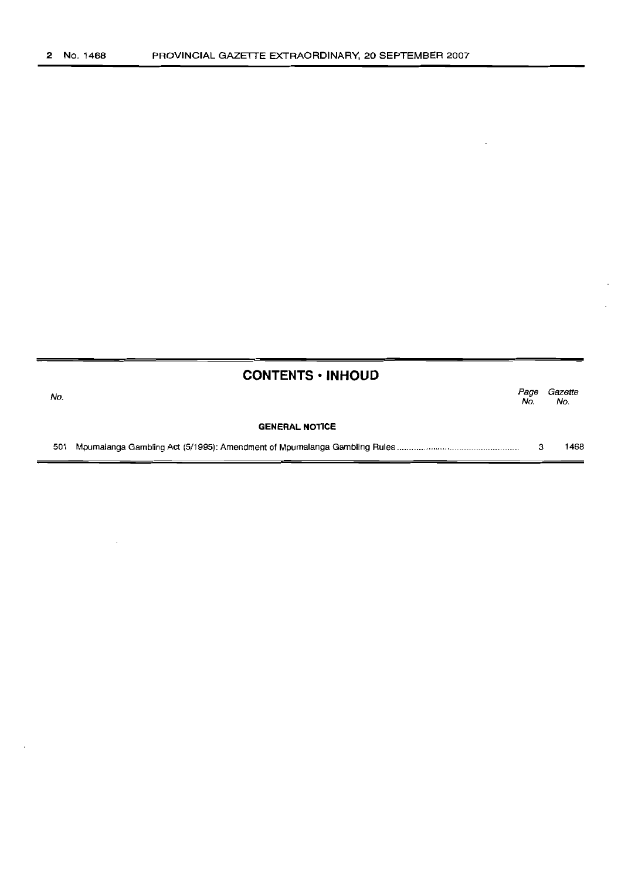## CONTENTS · INHOUD

| No. | | Page No. | Gazette No. |
|---|---|---|---|
| | **GENERAL NOTICE** | | |
| 501 | Mpumalanga Gambling Act (5/1995): Amendment of Mpumalanga Gambling Rules | 3 | 1468 |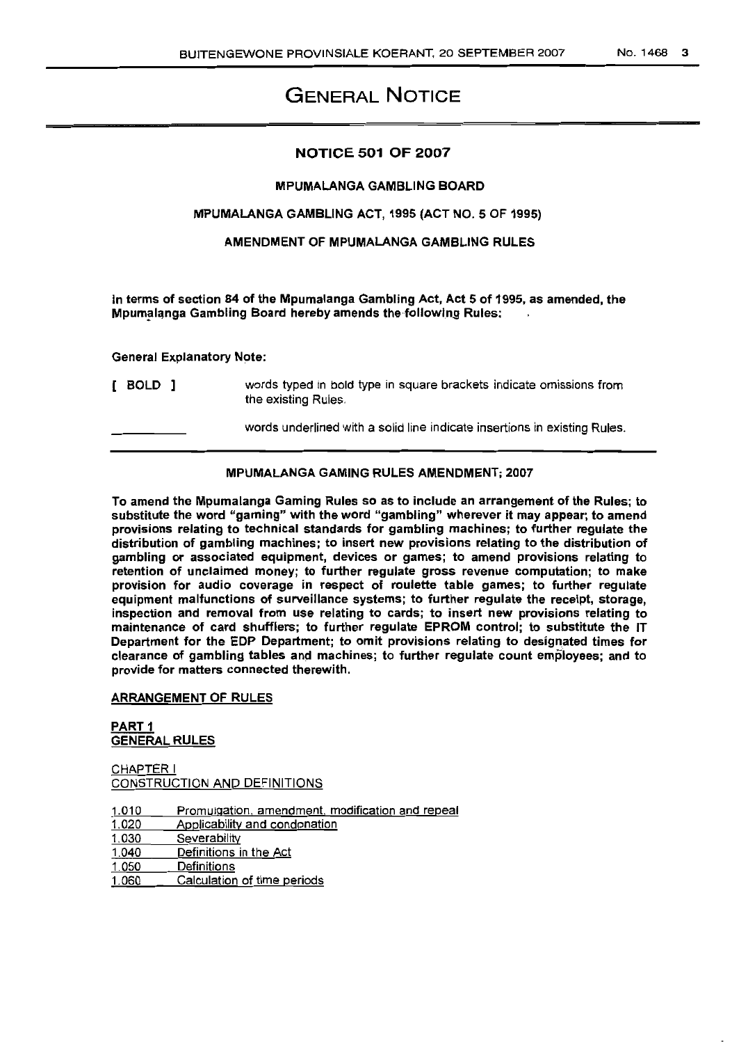# GENERAL NOTICE

## NOTICE 501 OF 2007

### MPUMALANGA GAMBLING BOARD

### MPUMALANGA GAMBLING ACT, 1995 (ACT NO. 5 OF 1995)

### AMENDMENT OF MPUMALANGA GAMBLING RULES

**In terms of section 84 of the Mpumalanga Gambling Act, Act 5 of 1995, as amended, the Mpumalanga Gambling Board hereby amends the following Rules:**

**General Explanatory Note:**

| | |
|---|---|
| **[ BOLD ]** | words typed in bold type in square brackets indicate omissions from the existing Rules. |
| ________ | words underlined with a solid line indicate insertions in existing Rules. |

### MPUMALANGA GAMING RULES AMENDMENT; 2007

**To amend the Mpumalanga Gaming Rules so as to include an arrangement of the Rules; to substitute the word "gaming" with the word "gambling" wherever it may appear; to amend provisions relating to technical standards for gambling machines; to further regulate the distribution of gambling machines; to insert new provisions relating to the distribution of gambling or associated equipment, devices or games; to amend provisions relating to retention of unclaimed money; to further regulate gross revenue computation; to make provision for audio coverage in respect of roulette table games; to further regulate equipment malfunctions of surveillance systems; to further regulate the receipt, storage, inspection and removal from use relating to cards; to insert new provisions relating to maintenance of card shufflers; to further regulate EPROM control; to substitute the IT Department for the EDP Department; to omit provisions relating to designated times for clearance of gambling tables and machines; to further regulate count employees; and to provide for matters connected therewith.**

<u>**ARRANGEMENT OF RULES**</u>

<u>**PART 1**</u>
<u>**GENERAL RULES**</u>

<u>CHAPTER I</u>
<u>CONSTRUCTION AND DEFINITIONS</u>

<u>1.010 Promulgation, amendment, modification and repeal</u>
<u>1.020 Applicability and condonation</u>
<u>1.030 Severability</u>
<u>1.040 Definitions in the Act</u>
<u>1.050 Definitions</u>
<u>1.060 Calculation of time periods</u>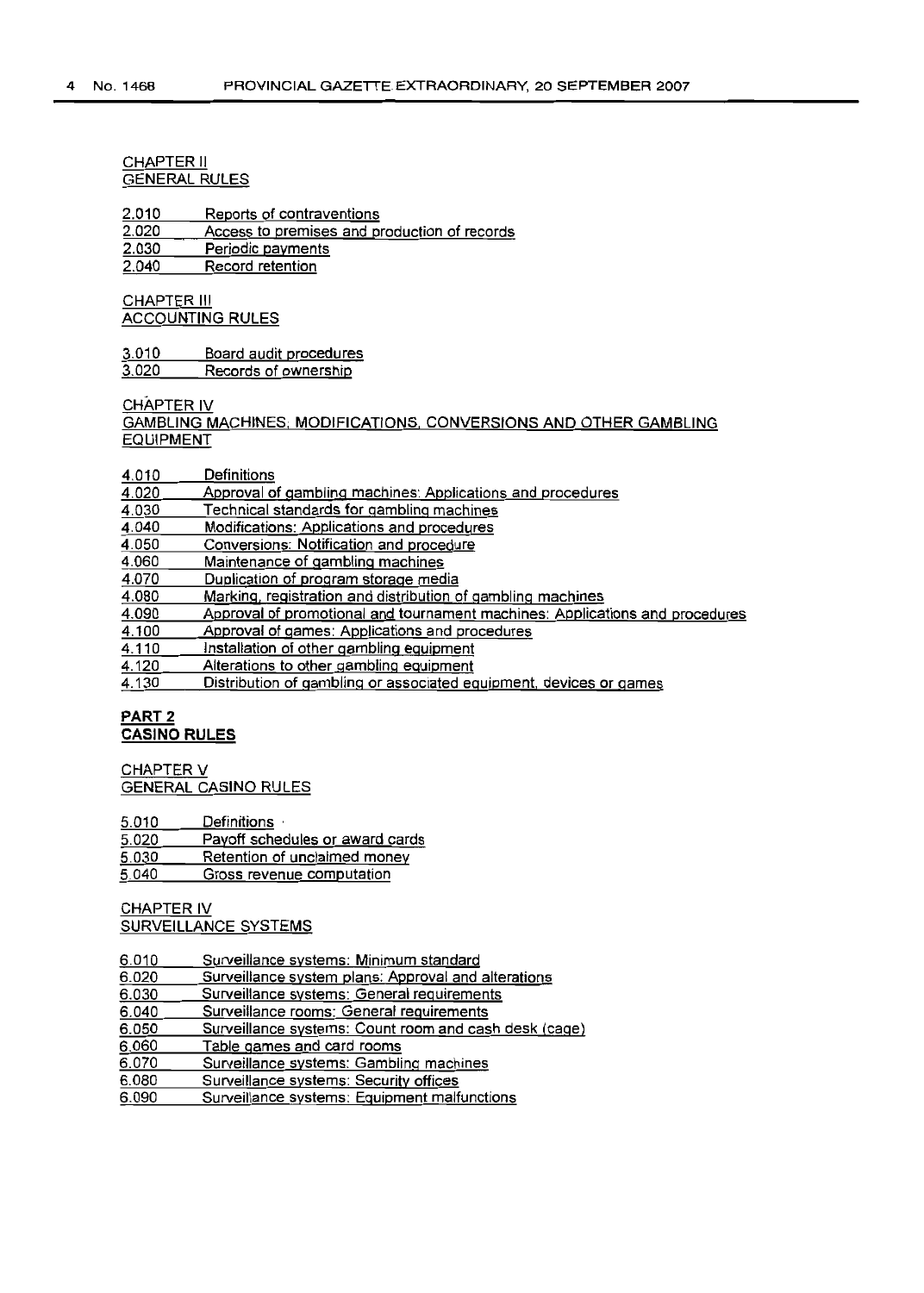CHAPTER II
GENERAL RULES

2.010 Reports of contraventions
2.020 Access to premises and production of records
2.030 Periodic payments
2.040 Record retention

CHAPTER III
ACCOUNTING RULES

3.010 Board audit procedures
3.020 Records of ownership

CHAPTER IV
GAMBLING MACHINES, MODIFICATIONS, CONVERSIONS AND OTHER GAMBLING EQUIPMENT

4.010 Definitions
4.020 Approval of gambling machines: Applications and procedures
4.030 Technical standards for gambling machines
4.040 Modifications: Applications and procedures
4.050 Conversions: Notification and procedure
4.060 Maintenance of gambling machines
4.070 Duplication of program storage media
4.080 Marking, registration and distribution of gambling machines
4.090 Approval of promotional and tournament machines: Applications and procedures
4.100 Approval of games: Applications and procedures
4.110 Installation of other gambling equipment
4.120 Alterations to other gambling equipment
4.130 Distribution of gambling or associated equipment, devices or games

## PART 2
## CASINO RULES

CHAPTER V
GENERAL CASINO RULES

5.010 Definitions
5.020 Payoff schedules or award cards
5.030 Retention of unclaimed money
5.040 Gross revenue computation

CHAPTER IV
SURVEILLANCE SYSTEMS

6.010 Surveillance systems: Minimum standard
6.020 Surveillance system plans: Approval and alterations
6.030 Surveillance systems: General requirements
6.040 Surveillance rooms: General requirements
6.050 Surveillance systems: Count room and cash desk (cage)
6.060 Table games and card rooms
6.070 Surveillance systems: Gambling machines
6.080 Surveillance systems: Security offices
6.090 Surveillance systems: Equipment malfunctions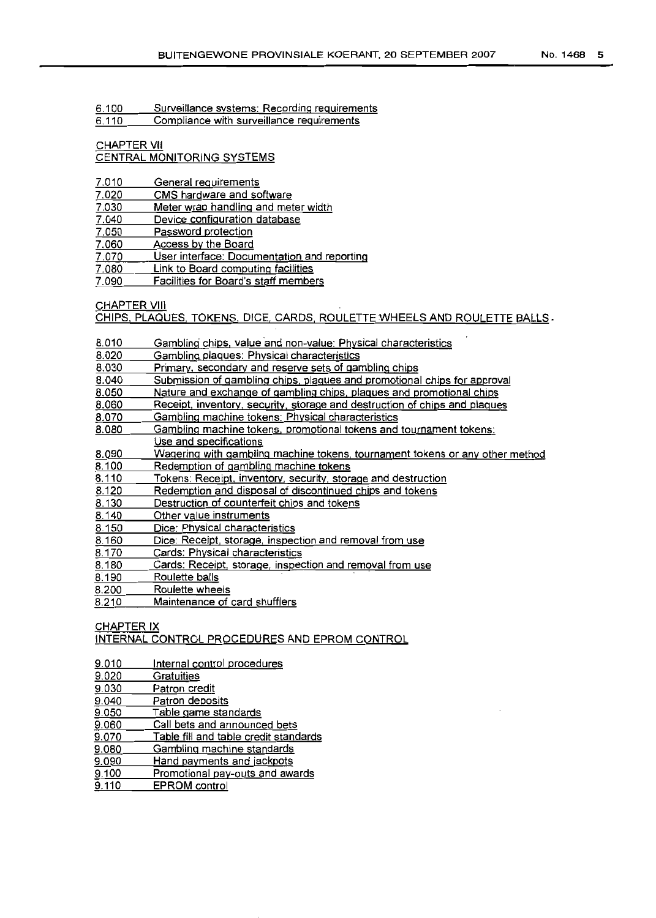6.100 Surveillance systems: Recording requirements
6.110 Compliance with surveillance requirements

## CHAPTER VII
## CENTRAL MONITORING SYSTEMS

7.010 General requirements
7.020 CMS hardware and software
7.030 Meter wrap handling and meter width
7.040 Device configuration database
7.050 Password protection
7.060 Access by the Board
7.070 User interface: Documentation and reporting
7.080 Link to Board computing facilities
7.090 Facilities for Board's staff members

## CHAPTER VIII
## CHIPS, PLAQUES, TOKENS, DICE, CARDS, ROULETTE WHEELS AND ROULETTE BALLS

8.010 Gambling chips, value and non-value: Physical characteristics
8.020 Gambling plaques: Physical characteristics
8.030 Primary, secondary and reserve sets of gambling chips
8.040 Submission of gambling chips, plaques and promotional chips for approval
8.050 Nature and exchange of gambling chips, plaques and promotional chips
8.060 Receipt, inventory, security, storage and destruction of chips and plaques
8.070 Gambling machine tokens: Physical characteristics
8.080 Gambling machine tokens, promotional tokens and tournament tokens: Use and specifications
8.090 Wagering with gambling machine tokens, tournament tokens or any other method
8.100 Redemption of gambling machine tokens
8.110 Tokens: Receipt, inventory, security, storage and destruction
8.120 Redemption and disposal of discontinued chips and tokens
8.130 Destruction of counterfeit chips and tokens
8.140 Other value instruments
8.150 Dice: Physical characteristics
8.160 Dice: Receipt, storage, inspection and removal from use
8.170 Cards: Physical characteristics
8.180 Cards: Receipt, storage, inspection and removal from use
8.190 Roulette balls
8.200 Roulette wheels
8.210 Maintenance of card shufflers

## CHAPTER IX
## INTERNAL CONTROL PROCEDURES AND EPROM CONTROL

9.010 Internal control procedures
9.020 Gratuities
9.030 Patron credit
9.040 Patron deposits
9.050 Table game standards
9.060 Call bets and announced bets
9.070 Table fill and table credit standards
9.080 Gambling machine standards
9.090 Hand payments and jackpots
9.100 Promotional pay-outs and awards
9.110 EPROM control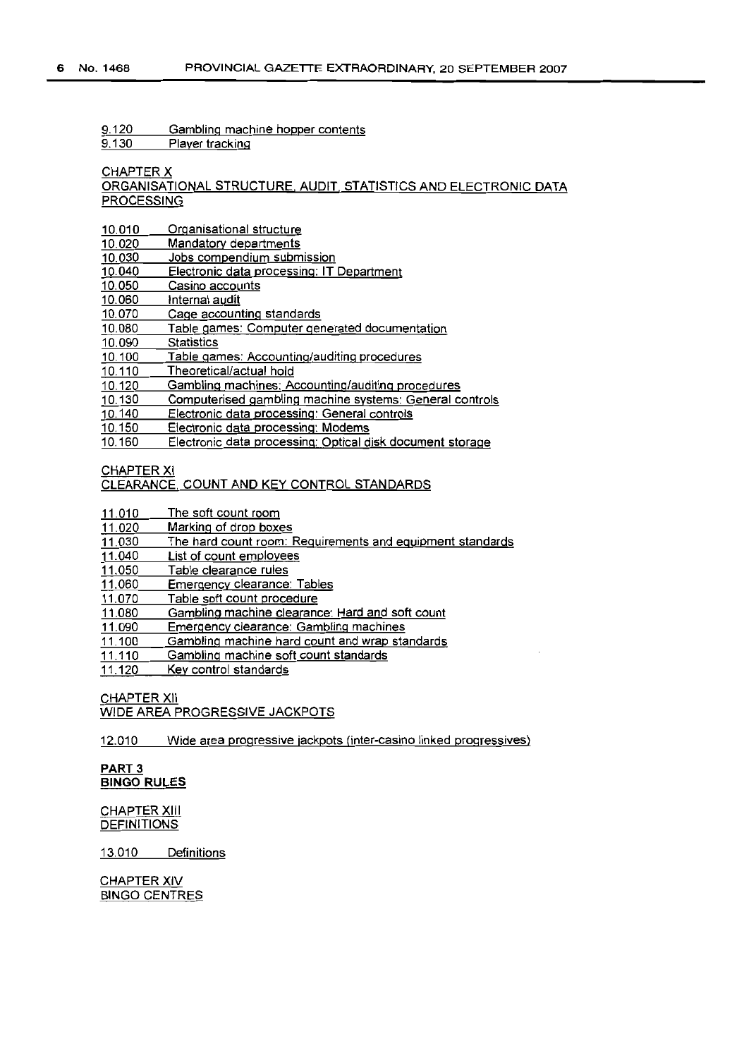9.120 Gambling machine hopper contents
9.130 Player tracking

CHAPTER X
ORGANISATIONAL STRUCTURE, AUDIT, STATISTICS AND ELECTRONIC DATA PROCESSING

10.010 Organisational structure
10.020 Mandatory departments
10.030 Jobs compendium submission
10.040 Electronic data processing: IT Department
10.050 Casino accounts
10.060 Internal audit
10.070 Cage accounting standards
10.080 Table games: Computer generated documentation
10.090 Statistics
10.100 Table games: Accounting/auditing procedures
10.110 Theoretical/actual hold
10.120 Gambling machines: Accounting/auditing procedures
10.130 Computerised gambling machine systems: General controls
10.140 Electronic data processing: General controls
10.150 Electronic data processing: Modems
10.160 Electronic data processing: Optical disk document storage

CHAPTER XI
CLEARANCE, COUNT AND KEY CONTROL STANDARDS

11.010 The soft count room
11.020 Marking of drop boxes
11.030 The hard count room: Requirements and equipment standards
11.040 List of count employees
11.050 Table clearance rules
11.060 Emergency clearance: Tables
11.070 Table soft count procedure
11.080 Gambling machine clearance: Hard and soft count
11.090 Emergency clearance: Gambling machines
11.100 Gambling machine hard count and wrap standards
11.110 Gambling machine soft count standards
11.120 Key control standards

CHAPTER XII
WIDE AREA PROGRESSIVE JACKPOTS

12.010 Wide area progressive jackpots (inter-casino linked progressives)

**PART 3**
**BINGO RULES**

CHAPTER XIII
DEFINITIONS

13.010 Definitions

CHAPTER XIV
BINGO CENTRES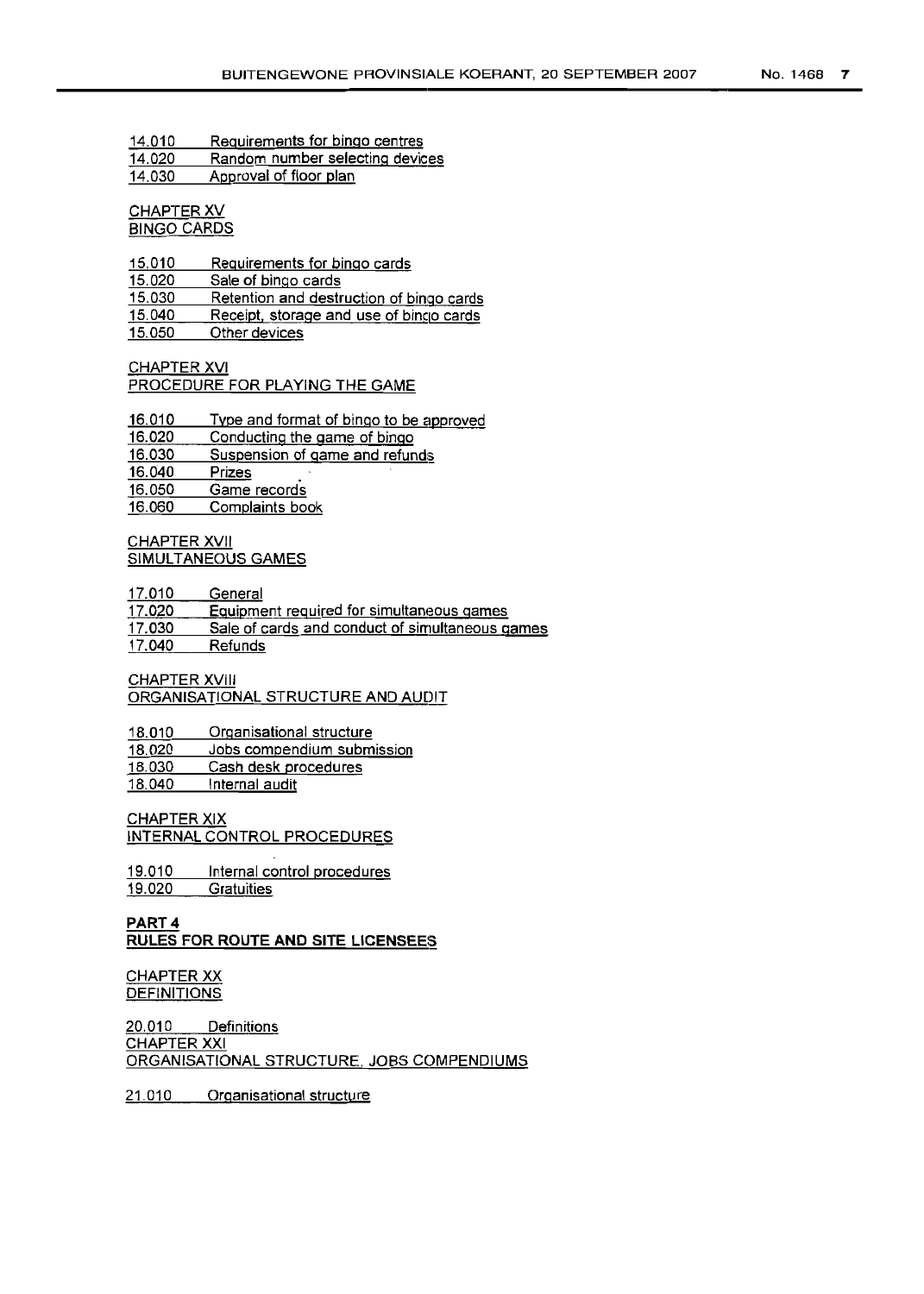14.010 Requirements for bingo centres
14.020 Random number selecting devices
14.030 Approval of floor plan

CHAPTER XV
BINGO CARDS

15.010 Requirements for bingo cards
15.020 Sale of bingo cards
15.030 Retention and destruction of bingo cards
15.040 Receipt, storage and use of bingo cards
15.050 Other devices

CHAPTER XVI
PROCEDURE FOR PLAYING THE GAME

16.010 Type and format of bingo to be approved
16.020 Conducting the game of bingo
16.030 Suspension of game and refunds
16.040 Prizes
16.050 Game records
16.060 Complaints book

CHAPTER XVII
SIMULTANEOUS GAMES

17.010 General
17.020 Equipment required for simultaneous games
17.030 Sale of cards and conduct of simultaneous games
17.040 Refunds

CHAPTER XVIII
ORGANISATIONAL STRUCTURE AND AUDIT

18.010 Organisational structure
18.020 Jobs compendium submission
18.030 Cash desk procedures
18.040 Internal audit

CHAPTER XIX
INTERNAL CONTROL PROCEDURES

19.010 Internal control procedures
19.020 Gratuities

**PART 4**
**RULES FOR ROUTE AND SITE LICENSEES**

CHAPTER XX
DEFINITIONS

20.010 Definitions

CHAPTER XXI
ORGANISATIONAL STRUCTURE, JOBS COMPENDIUMS

21.010 Organisational structure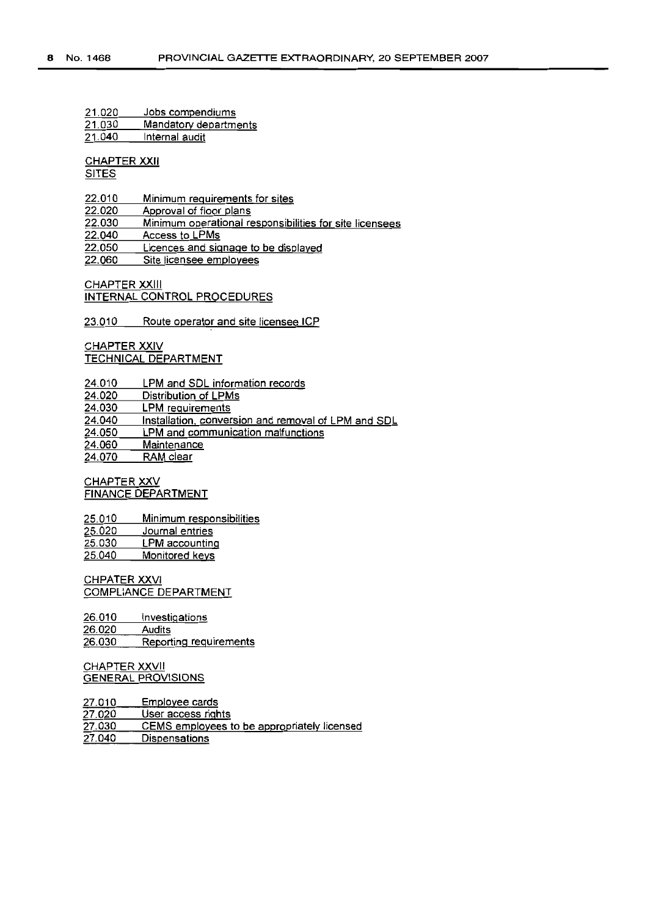21.020 Jobs compendiums
21.030 Mandatory departments
21.040 Internal audit

CHAPTER XXII
SITES

22.010 Minimum requirements for sites
22.020 Approval of floor plans
22.030 Minimum operational responsibilities for site licensees
22.040 Access to LPMs
22.050 Licences and signage to be displayed
22.060 Site licensee employees

CHAPTER XXIII
INTERNAL CONTROL PROCEDURES

23.010 Route operator and site licensee ICP

CHAPTER XXIV
TECHNICAL DEPARTMENT

24.010 LPM and SDL information records
24.020 Distribution of LPMs
24.030 LPM requirements
24.040 Installation, conversion and removal of LPM and SDL
24.050 LPM and communication malfunctions
24.060 Maintenance
24.070 RAM clear

CHAPTER XXV
FINANCE DEPARTMENT

25.010 Minimum responsibilities
25.020 Journal entries
25.030 LPM accounting
25.040 Monitored keys

CHPATER XXVI
COMPLIANCE DEPARTMENT

26.010 Investigations
26.020 Audits
26.030 Reporting requirements

CHAPTER XXVII
GENERAL PROVISIONS

27.010 Employee cards
27.020 User access rights
27.030 CEMS employees to be appropriately licensed
27.040 Dispensations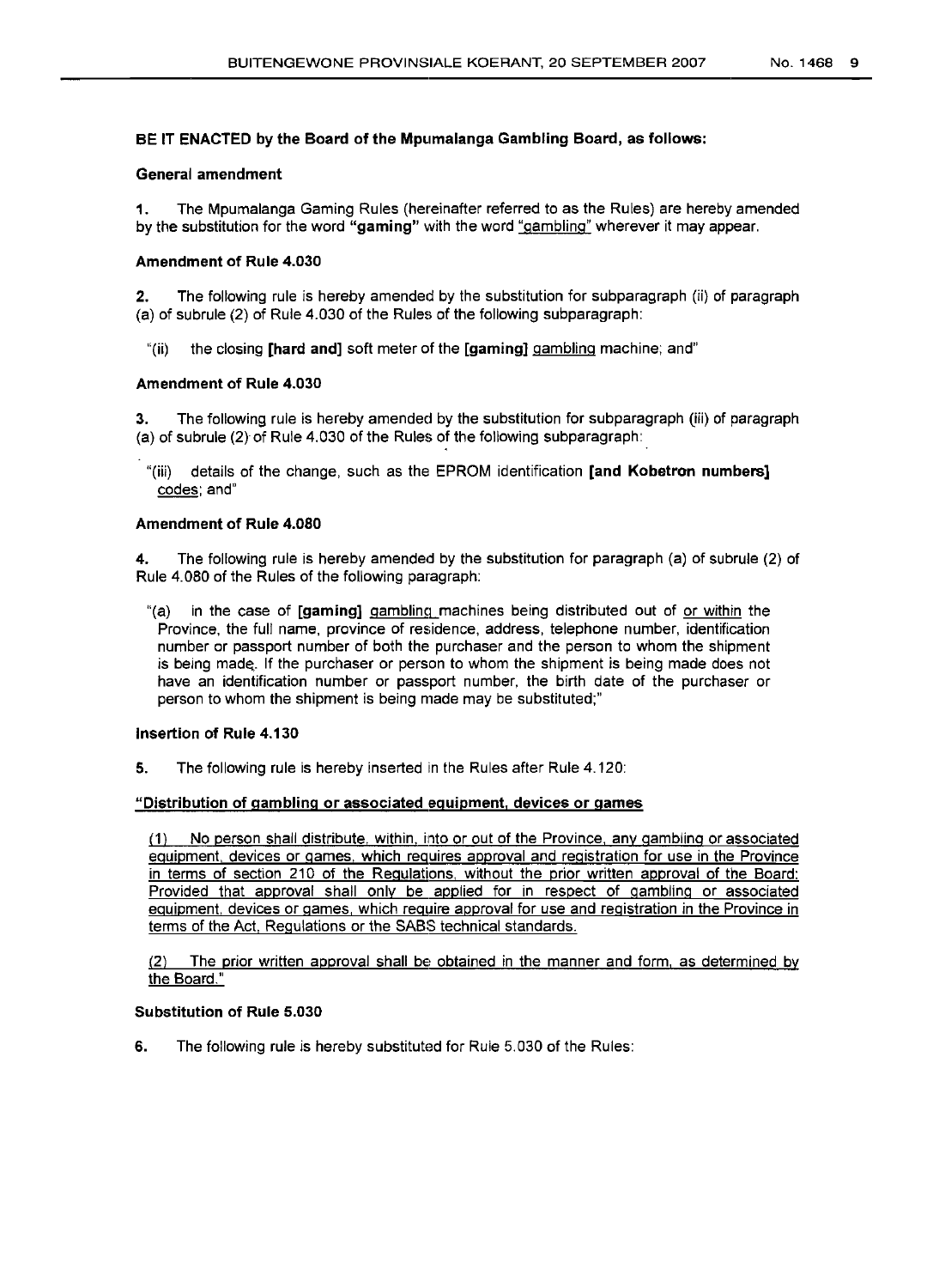**BE IT ENACTED by the Board of the Mpumalanga Gambling Board, as follows:**

**General amendment**

1. The Mpumalanga Gaming Rules (hereinafter referred to as the Rules) are hereby amended by the substitution for the word **"gaming"** with the word "gambling" wherever it may appear.

**Amendment of Rule 4.030**

2. The following rule is hereby amended by the substitution for subparagraph (ii) of paragraph (a) of subrule (2) of Rule 4.030 of the Rules of the following subparagraph:

"(ii) the closing **[hard and]** soft meter of the **[gaming]** gambling machine; and"

**Amendment of Rule 4.030**

3. The following rule is hereby amended by the substitution for subparagraph (iii) of paragraph (a) of subrule (2) of Rule 4.030 of the Rules of the following subparagraph:

"(iii) details of the change, such as the EPROM identification **[and Kobetron numbers]** codes; and"

**Amendment of Rule 4.080**

4. The following rule is hereby amended by the substitution for paragraph (a) of subrule (2) of Rule 4.080 of the Rules of the following paragraph:

"(a) in the case of **[gaming]** gambling machines being distributed out of or within the Province, the full name, province of residence, address, telephone number, identification number or passport number of both the purchaser and the person to whom the shipment is being made. If the purchaser or person to whom the shipment is being made does not have an identification number or passport number, the birth date of the purchaser or person to whom the shipment is being made may be substituted;"

**Insertion of Rule 4.130**

5. The following rule is hereby inserted in the Rules after Rule 4.120:

**"Distribution of gambling or associated equipment, devices or games**

(1) No person shall distribute, within, into or out of the Province, any gambling or associated equipment, devices or games, which requires approval and registration for use in the Province in terms of section 210 of the Regulations, without the prior written approval of the Board: Provided that approval shall only be applied for in respect of gambling or associated equipment, devices or games, which require approval for use and registration in the Province in terms of the Act, Regulations or the SABS technical standards.

(2) The prior written approval shall be obtained in the manner and form, as determined by the Board."

**Substitution of Rule 5.030**

6. The following rule is hereby substituted for Rule 5.030 of the Rules: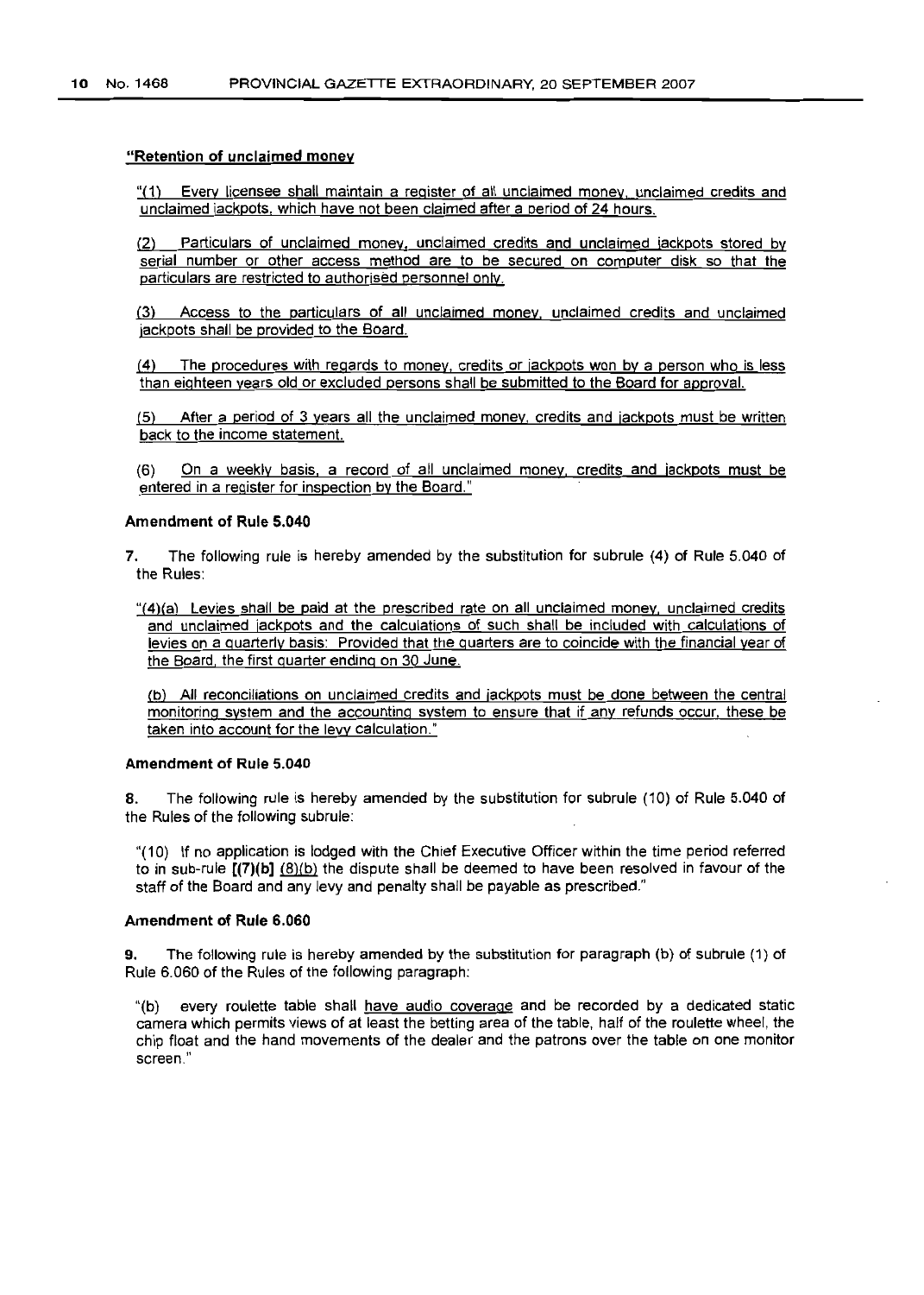**"Retention of unclaimed money**

"(1) Every licensee shall maintain a register of all unclaimed money, unclaimed credits and unclaimed jackpots, which have not been claimed after a period of 24 hours.

(2) Particulars of unclaimed money, unclaimed credits and unclaimed jackpots stored by serial number or other access method are to be secured on computer disk so that the particulars are restricted to authorised personnel only.

(3) Access to the particulars of all unclaimed money, unclaimed credits and unclaimed jackpots shall be provided to the Board.

(4) The procedures with regards to money, credits or jackpots won by a person who is less than eighteen years old or excluded persons shall be submitted to the Board for approval.

(5) After a period of 3 years all the unclaimed money, credits and jackpots must be written back to the income statement.

(6) On a weekly basis, a record of all unclaimed money, credits and jackpots must be entered in a register for inspection by the Board."

**Amendment of Rule 5.040**

7. The following rule is hereby amended by the substitution for subrule (4) of Rule 5.040 of the Rules:

"(4)(a) Levies shall be paid at the prescribed rate on all unclaimed money, unclaimed credits and unclaimed jackpots and the calculations of such shall be included with calculations of levies on a quarterly basis: Provided that the quarters are to coincide with the financial year of the Board, the first quarter ending on 30 June.

(b) All reconciliations on unclaimed credits and jackpots must be done between the central monitoring system and the accounting system to ensure that if any refunds occur, these be taken into account for the levy calculation."

**Amendment of Rule 5.040**

8. The following rule is hereby amended by the substitution for subrule (10) of Rule 5.040 of the Rules of the following subrule:

"(10) If no application is lodged with the Chief Executive Officer within the time period referred to in sub-rule **[(7)(b]** (8)(b) the dispute shall be deemed to have been resolved in favour of the staff of the Board and any levy and penalty shall be payable as prescribed."

**Amendment of Rule 6.060**

9. The following rule is hereby amended by the substitution for paragraph (b) of subrule (1) of Rule 6.060 of the Rules of the following paragraph:

"(b) every roulette table shall have audio coverage and be recorded by a dedicated static camera which permits views of at least the betting area of the table, half of the roulette wheel, the chip float and the hand movements of the dealer and the patrons over the table on one monitor screen."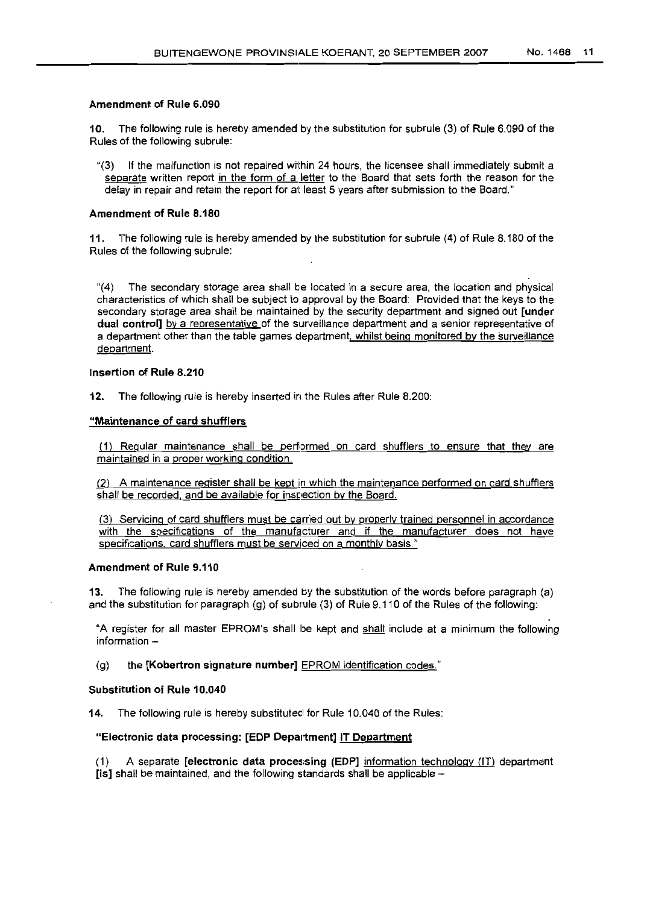**Amendment of Rule 6.090**

10. The following rule is hereby amended by the substitution for subrule (3) of Rule 6.090 of the Rules of the following subrule:

"(3) If the malfunction is not repaired within 24 hours, the licensee shall immediately submit a separate written report in the form of a letter to the Board that sets forth the reason for the delay in repair and retain the report for at least 5 years after submission to the Board."

**Amendment of Rule 8.180**

11. The following rule is hereby amended by the substitution for subrule (4) of Rule 8.180 of the Rules of the following subrule:

"(4) The secondary storage area shall be located in a secure area, the location and physical characteristics of which shall be subject to approval by the Board: Provided that the keys to the secondary storage area shall be maintained by the security department and signed out **[under dual control]** by a representative of the surveillance department and a senior representative of a department other than the table games department, whilst being monitored by the surveillance department.

**Insertion of Rule 8.210**

12. The following rule is hereby inserted in the Rules after Rule 8.200:

**"Maintenance of card shufflers**

(1) Regular maintenance shall be performed on card shufflers to ensure that they are maintained in a proper working condition.

(2) A maintenance register shall be kept in which the maintenance performed on card shufflers shall be recorded, and be available for inspection by the Board.

(3) Servicing of card shufflers must be carried out by properly trained personnel in accordance with the specifications of the manufacturer and if the manufacturer does not have specifications, card shufflers must be serviced on a monthly basis."

**Amendment of Rule 9.110**

13. The following rule is hereby amended by the substitution of the words before paragraph (a) and the substitution for paragraph (g) of subrule (3) of Rule 9.110 of the Rules of the following:

"A register for all master EPROM's shall be kept and shall include at a minimum the following information –

(g) the **[Kobertron signature number]** EPROM identification codes."

**Substitution of Rule 10.040**

14. The following rule is hereby substituted for Rule 10.040 of the Rules:

**"Electronic data processing: [EDP Department] IT Department**

(1) A separate **[electronic data processing (EDP]** information technology (IT) department **[is]** shall be maintained, and the following standards shall be applicable –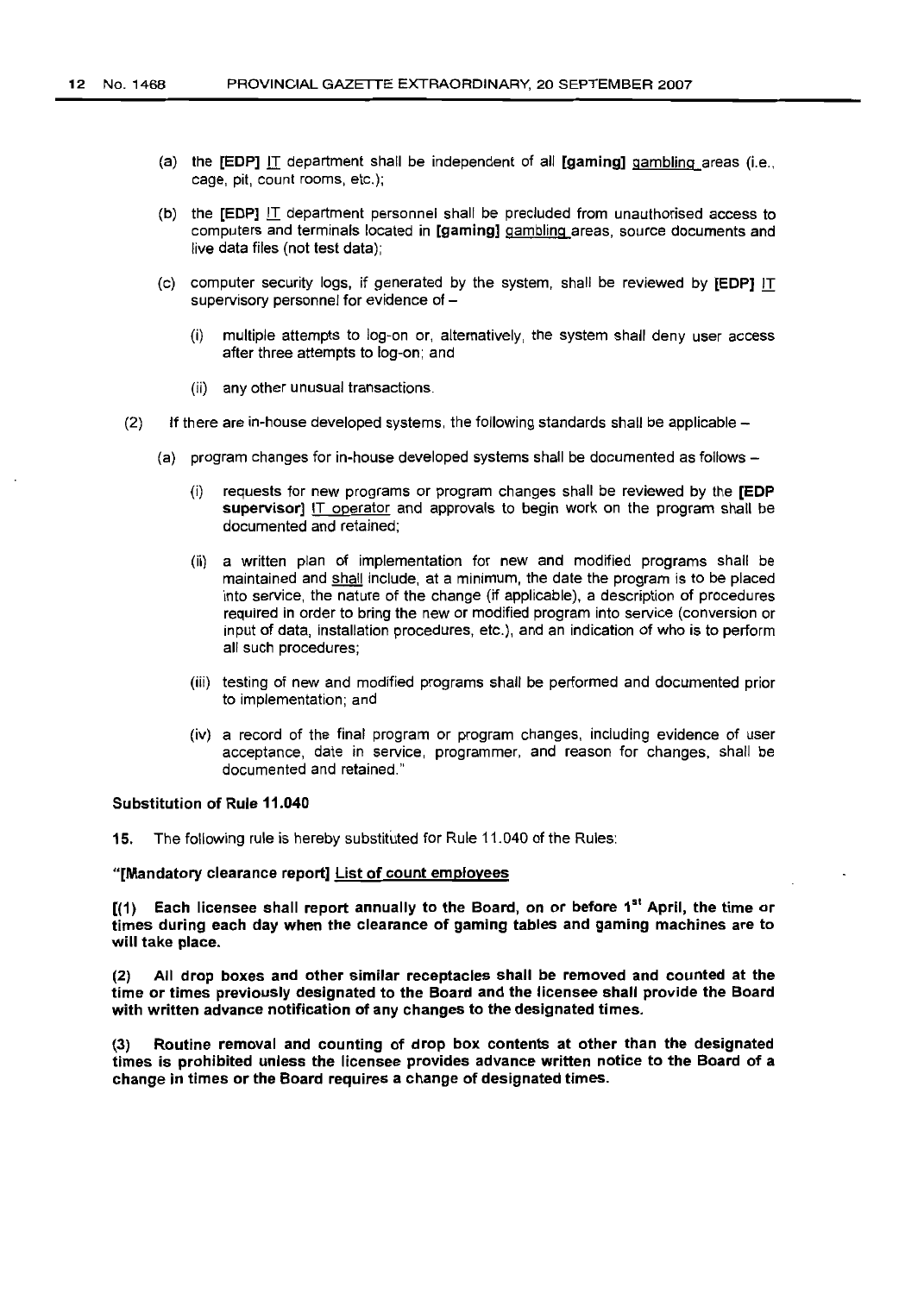(a) the **[EDP]** IT department shall be independent of all **[gaming]** gambling areas (i.e., cage, pit, count rooms, etc.);

(b) the **[EDP]** IT department personnel shall be precluded from unauthorised access to computers and terminals located in **[gaming]** gambling areas, source documents and live data files (not test data);

(c) computer security logs, if generated by the system, shall be reviewed by **[EDP]** IT supervisory personnel for evidence of –

(i) multiple attempts to log-on or, alternatively, the system shall deny user access after three attempts to log-on; and

(ii) any other unusual transactions.

(2) If there are in-house developed systems, the following standards shall be applicable –

(a) program changes for in-house developed systems shall be documented as follows –

(i) requests for new programs or program changes shall be reviewed by the **[EDP supervisor]** IT operator and approvals to begin work on the program shall be documented and retained;

(ii) a written plan of implementation for new and modified programs shall be maintained and shall include, at a minimum, the date the program is to be placed into service, the nature of the change (if applicable), a description of procedures required in order to bring the new or modified program into service (conversion or input of data, installation procedures, etc.), and an indication of who is to perform all such procedures;

(iii) testing of new and modified programs shall be performed and documented prior to implementation; and

(iv) a record of the final program or program changes, including evidence of user acceptance, date in service, programmer, and reason for changes, shall be documented and retained."

**Substitution of Rule 11.040**

**15.** The following rule is hereby substituted for Rule 11.040 of the Rules:

**"[Mandatory clearance report]** List of count employees

**[(1) Each licensee shall report annually to the Board, on or before 1st April, the time or times during each day when the clearance of gaming tables and gaming machines are to will take place.**

**(2) All drop boxes and other similar receptacles shall be removed and counted at the time or times previously designated to the Board and the licensee shall provide the Board with written advance notification of any changes to the designated times.**

**(3) Routine removal and counting of drop box contents at other than the designated times is prohibited unless the licensee provides advance written notice to the Board of a change in times or the Board requires a change of designated times.**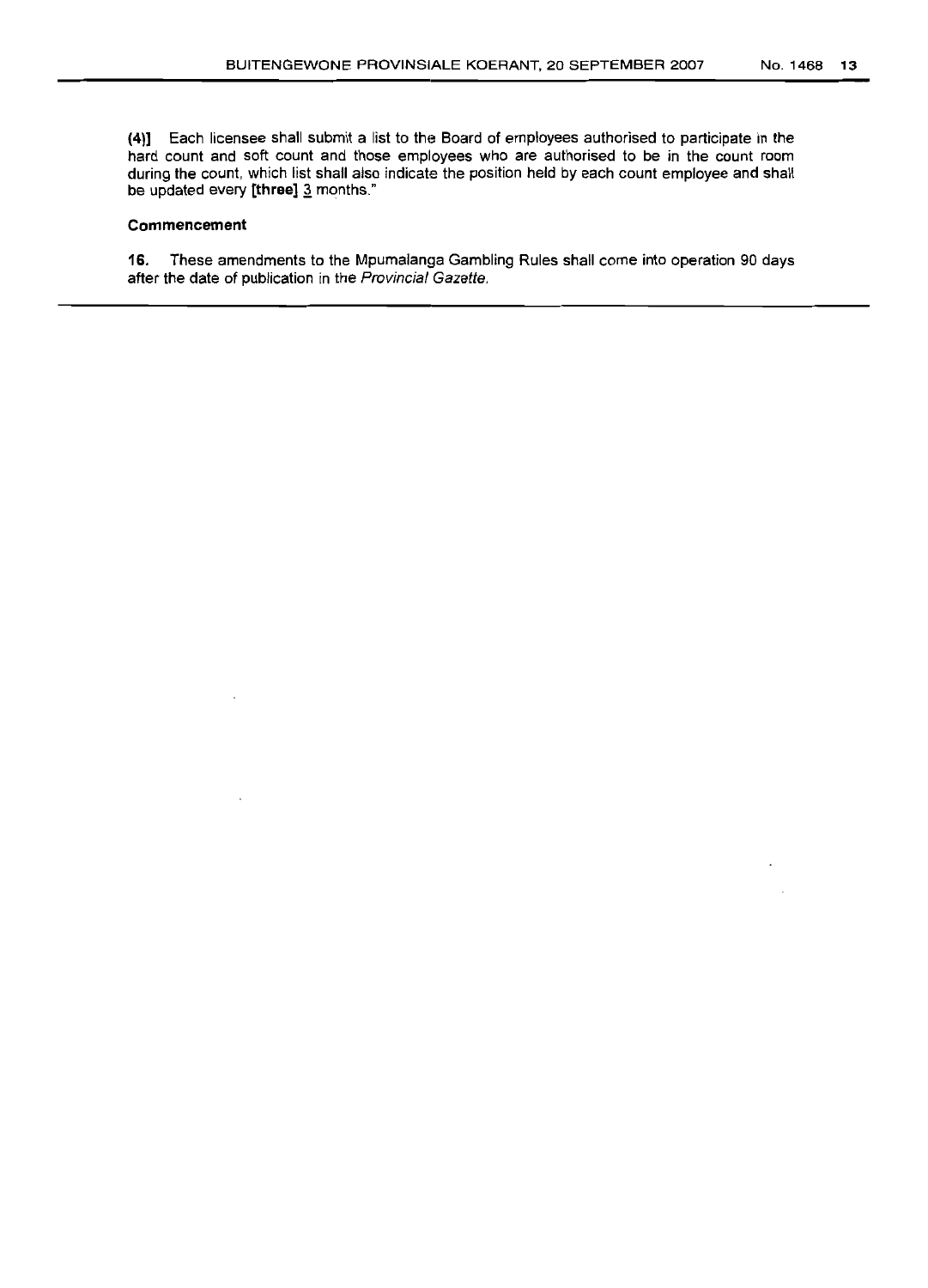**(4)]** Each licensee shall submit a list to the Board of employees authorised to participate in the hard count and soft count and those employees who are authorised to be in the count room during the count, which list shall also indicate the position held by each count employee and shall be updated every **[three]** <u>3</u> months."

**Commencement**

**16.** These amendments to the Mpumalanga Gambling Rules shall come into operation 90 days after the date of publication in the *Provincial Gazette.*